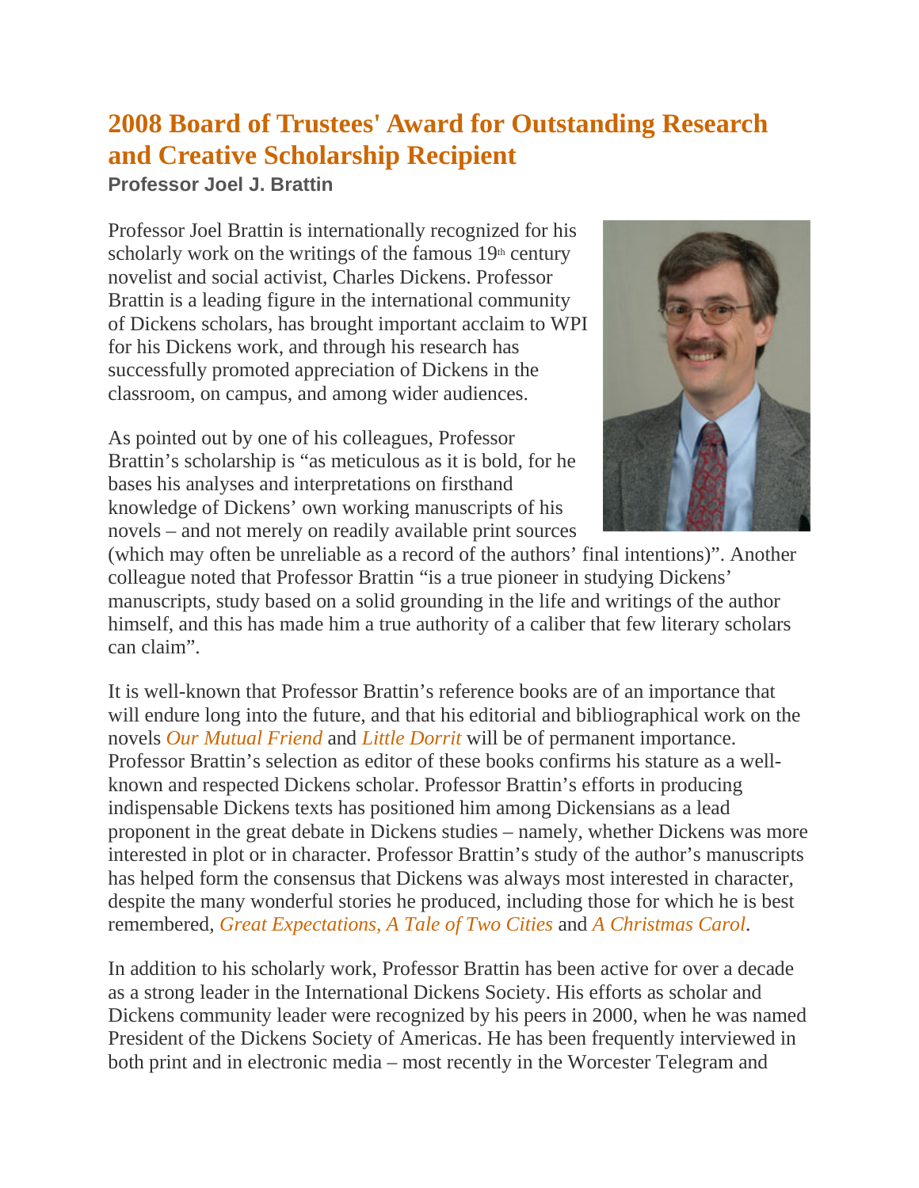# 2008 Board of Trustees' Award for Outstanding Research and Creative Scholarship Recipient

**Professor Joel J. Brattin**

Professor Joel Brattin is internationally recognized for his scholarly work on the writings of the famous 19th century novelist and social activist, Charles Dickens. Professor Brattin is a leading figure in the international community of Dickens scholars, has brought important acclaim to WPI for his Dickens work, and through his research has successfully promoted appreciation of Dickens in the classroom, on campus, and among wider audiences.

As pointed out by one of his colleagues, Professor Brattin's scholarship is "as meticulous as it is bold, for he bases his analyses and interpretations on firsthand knowledge of Dickens' own working manuscripts of his novels – and not merely on readily available print sources (which may often be unreliable as a record of the authors' final intentions)". Another colleague noted that Professor Brattin "is a true pioneer in studying Dickens' manuscripts, study based on a solid grounding in the life and writings of the author himself, and this has made him a true authority of a caliber that few literary scholars can claim".

It is well-known that Professor Brattin's reference books are of an importance that will endure long into the future, and that his editorial and bibliographical work on the novels *Our Mutual Friend* and *Little Dorrit* will be of permanent importance. Professor Brattin's selection as editor of these books confirms his stature as a well-known and respected Dickens scholar. Professor Brattin's efforts in producing indispensable Dickens texts has positioned him among Dickensians as a lead proponent in the great debate in Dickens studies – namely, whether Dickens was more interested in plot or in character. Professor Brattin's study of the author's manuscripts has helped form the consensus that Dickens was always most interested in character, despite the many wonderful stories he produced, including those for which he is best remembered, *Great Expectations, A Tale of Two Cities* and *A Christmas Carol*.

In addition to his scholarly work, Professor Brattin has been active for over a decade as a strong leader in the International Dickens Society. His efforts as scholar and Dickens community leader were recognized by his peers in 2000, when he was named President of the Dickens Society of Americas. He has been frequently interviewed in both print and in electronic media – most recently in the Worcester Telegram and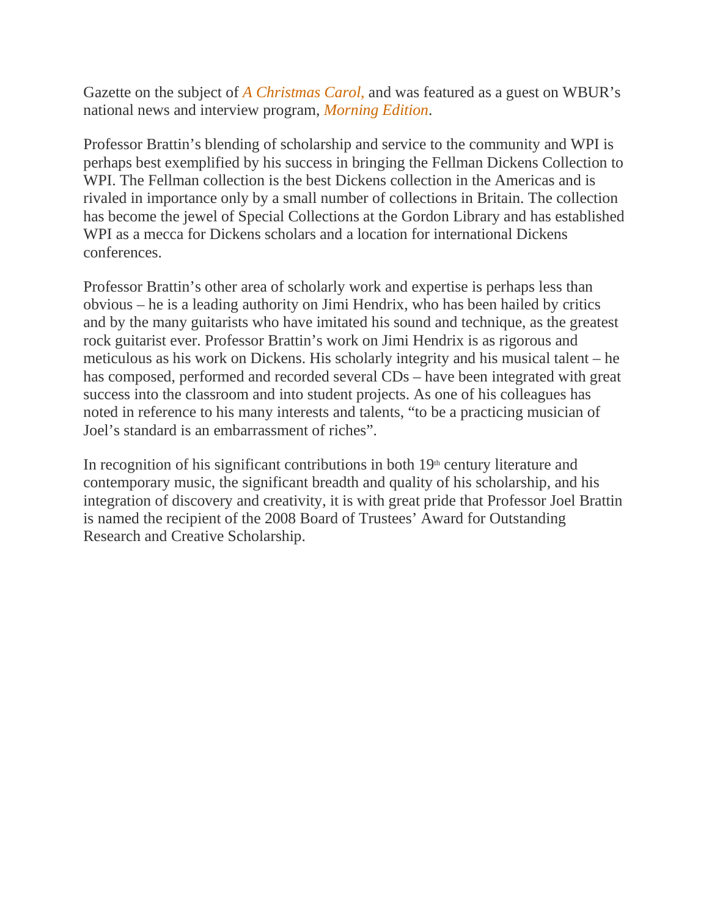Gazette on the subject of *A Christmas Carol,* and was featured as a guest on WBUR's national news and interview program, *Morning Edition*.

Professor Brattin's blending of scholarship and service to the community and WPI is perhaps best exemplified by his success in bringing the Fellman Dickens Collection to WPI. The Fellman collection is the best Dickens collection in the Americas and is rivaled in importance only by a small number of collections in Britain. The collection has become the jewel of Special Collections at the Gordon Library and has established WPI as a mecca for Dickens scholars and a location for international Dickens conferences.

Professor Brattin's other area of scholarly work and expertise is perhaps less than obvious – he is a leading authority on Jimi Hendrix, who has been hailed by critics and by the many guitarists who have imitated his sound and technique, as the greatest rock guitarist ever. Professor Brattin's work on Jimi Hendrix is as rigorous and meticulous as his work on Dickens. His scholarly integrity and his musical talent – he has composed, performed and recorded several CDs – have been integrated with great success into the classroom and into student projects. As one of his colleagues has noted in reference to his many interests and talents, "to be a practicing musician of Joel's standard is an embarrassment of riches".

In recognition of his significant contributions in both 19th century literature and contemporary music, the significant breadth and quality of his scholarship, and his integration of discovery and creativity, it is with great pride that Professor Joel Brattin is named the recipient of the 2008 Board of Trustees' Award for Outstanding Research and Creative Scholarship.